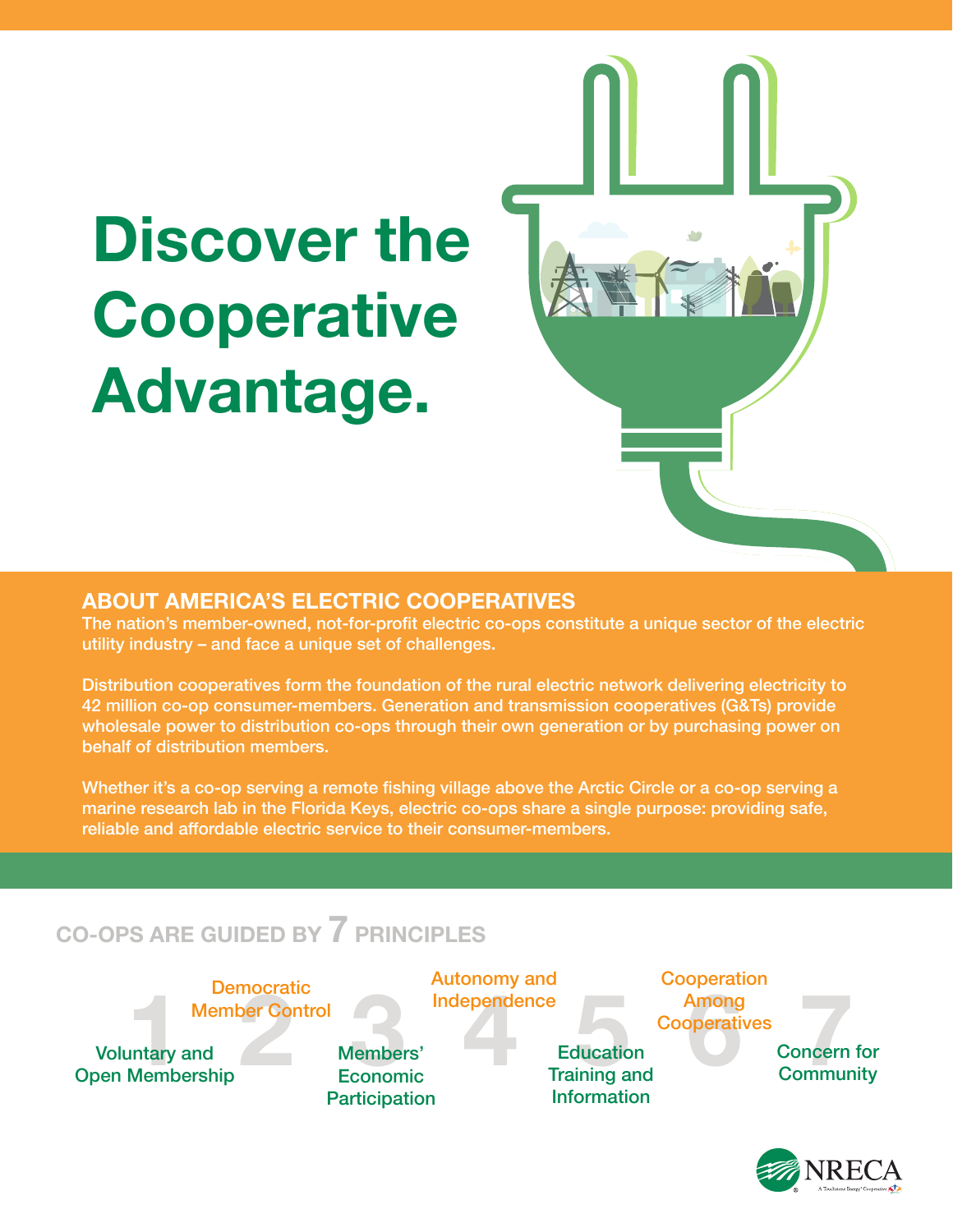# Discover the Cooperative Advantage.

## ABOUT AMERICA'S ELECTRIC COOPERATIVES

The nation's member-owned, not-for-profit electric co-ops constitute a unique sector of the electric utility industry – and face a unique set of challenges.

Distribution cooperatives form the foundation of the rural electric network delivering electricity to 42 million co-op consumer-members. Generation and transmission cooperatives (G&Ts) provide wholesale power to distribution co-ops through their own generation or by purchasing power on behalf of distribution members.

Whether it's a co-op serving a remote fishing village above the Arctic Circle or a co-op serving a marine research lab in the Florida Keys, electric co-ops share a single purpose: providing safe, reliable and affordable electric service to their consumer-members.

## CO-OPS ARE GUIDED BY 7 PRINCIPLES

1. Voluntary and Open Membership
2. Democratic Member Control
3. Members' Economic Participation
4. Autonomy and Independence
5. Education Training and Information
6. Cooperation Among Cooperatives
7. Concern for Community

NRECA

A Touchstone Energy® Cooperative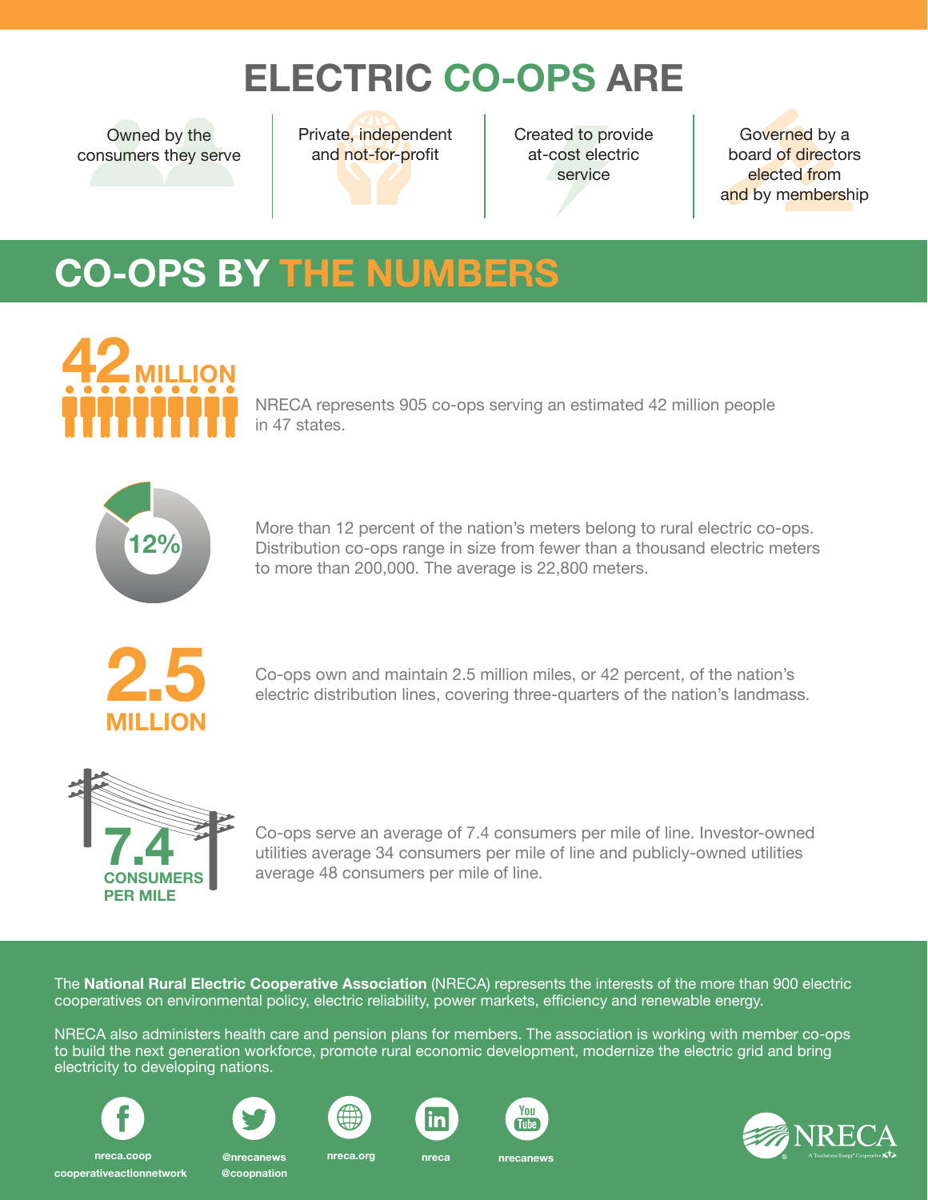# ELECTRIC CO-OPS ARE

Owned by the consumers they serve

Private, independent and not-for-profit

Created to provide at-cost electric service

Governed by a board of directors elected from and by membership

## CO-OPS BY THE NUMBERS

**42 MILLION**

NRECA represents 905 co-ops serving an estimated 42 million people in 47 states.

**12%**

More than 12 percent of the nation's meters belong to rural electric co-ops. Distribution co-ops range in size from fewer than a thousand electric meters to more than 200,000. The average is 22,800 meters.

**2.5 MILLION**

Co-ops own and maintain 2.5 million miles, or 42 percent, of the nation's electric distribution lines, covering three-quarters of the nation's landmass.

**7.4 CONSUMERS PER MILE**

Co-ops serve an average of 7.4 consumers per mile of line. Investor-owned utilities average 34 consumers per mile of line and publicly-owned utilities average 48 consumers per mile of line.

The **National Rural Electric Cooperative Association** (NRECA) represents the interests of the more than 900 electric cooperatives on environmental policy, electric reliability, power markets, efficiency and renewable energy.

NRECA also administers health care and pension plans for members. The association is working with member co-ops to build the next generation workforce, promote rural economic development, modernize the electric grid and bring electricity to developing nations.

nreca.coop
cooperativeactionnetwork

@nrecanews
@coopnation

nreca.org

nreca

nrecanews

NRECA
A Touchstone Energy® Cooperative